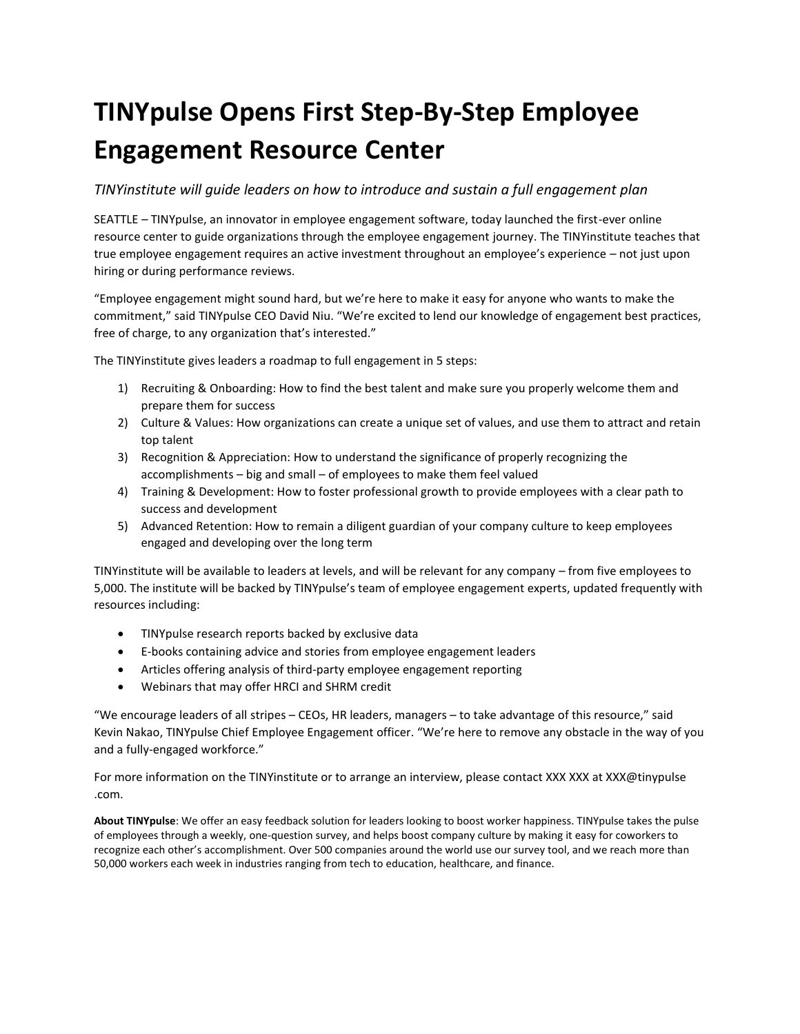# TINYpulse Opens First Step-By-Step Employee Engagement Resource Center

*TINYinstitute will guide leaders on how to introduce and sustain a full engagement plan*

SEATTLE – TINYpulse, an innovator in employee engagement software, today launched the first-ever online resource center to guide organizations through the employee engagement journey. The TINYinstitute teaches that true employee engagement requires an active investment throughout an employee's experience – not just upon hiring or during performance reviews.

"Employee engagement might sound hard, but we're here to make it easy for anyone who wants to make the commitment," said TINYpulse CEO David Niu. "We're excited to lend our knowledge of engagement best practices, free of charge, to any organization that's interested."

The TINYinstitute gives leaders a roadmap to full engagement in 5 steps:

1) Recruiting & Onboarding: How to find the best talent and make sure you properly welcome them and prepare them for success
2) Culture & Values: How organizations can create a unique set of values, and use them to attract and retain top talent
3) Recognition & Appreciation: How to understand the significance of properly recognizing the accomplishments – big and small – of employees to make them feel valued
4) Training & Development: How to foster professional growth to provide employees with a clear path to success and development
5) Advanced Retention: How to remain a diligent guardian of your company culture to keep employees engaged and developing over the long term

TINYinstitute will be available to leaders at levels, and will be relevant for any company – from five employees to 5,000. The institute will be backed by TINYpulse's team of employee engagement experts, updated frequently with resources including:

- TINYpulse research reports backed by exclusive data
- E-books containing advice and stories from employee engagement leaders
- Articles offering analysis of third-party employee engagement reporting
- Webinars that may offer HRCI and SHRM credit

"We encourage leaders of all stripes – CEOs, HR leaders, managers – to take advantage of this resource," said Kevin Nakao, TINYpulse Chief Employee Engagement officer. "We're here to remove any obstacle in the way of you and a fully-engaged workforce."

For more information on the TINYinstitute or to arrange an interview, please contact XXX XXX at XXX@tinypulse .com.

**About TINYpulse**: We offer an easy feedback solution for leaders looking to boost worker happiness. TINYpulse takes the pulse of employees through a weekly, one-question survey, and helps boost company culture by making it easy for coworkers to recognize each other's accomplishment. Over 500 companies around the world use our survey tool, and we reach more than 50,000 workers each week in industries ranging from tech to education, healthcare, and finance.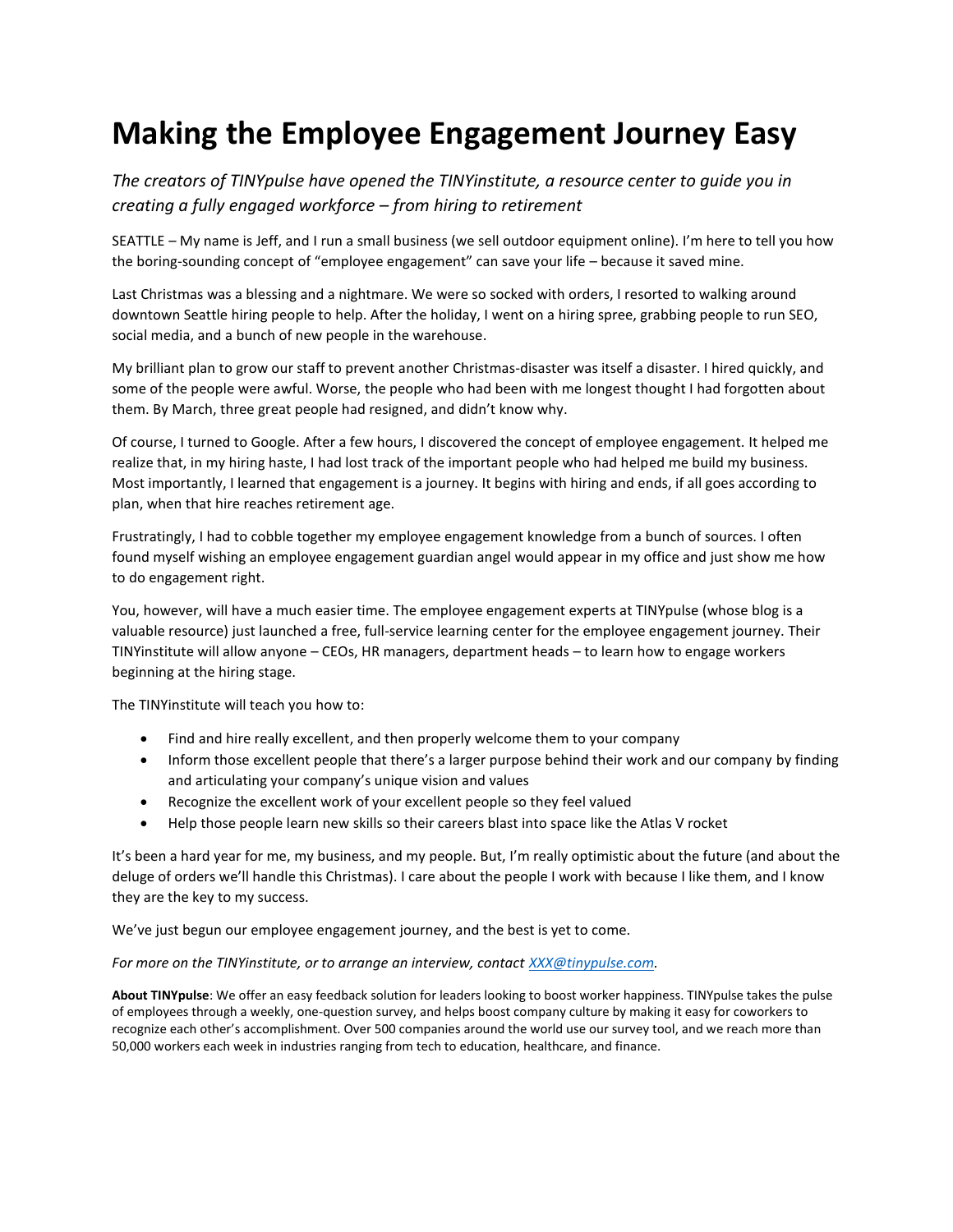# Making the Employee Engagement Journey Easy

*The creators of TINYpulse have opened the TINYinstitute, a resource center to guide you in creating a fully engaged workforce – from hiring to retirement*

SEATTLE – My name is Jeff, and I run a small business (we sell outdoor equipment online). I'm here to tell you how the boring-sounding concept of "employee engagement" can save your life – because it saved mine.

Last Christmas was a blessing and a nightmare. We were so socked with orders, I resorted to walking around downtown Seattle hiring people to help. After the holiday, I went on a hiring spree, grabbing people to run SEO, social media, and a bunch of new people in the warehouse.

My brilliant plan to grow our staff to prevent another Christmas-disaster was itself a disaster. I hired quickly, and some of the people were awful. Worse, the people who had been with me longest thought I had forgotten about them. By March, three great people had resigned, and didn't know why.

Of course, I turned to Google. After a few hours, I discovered the concept of employee engagement. It helped me realize that, in my hiring haste, I had lost track of the important people who had helped me build my business. Most importantly, I learned that engagement is a journey. It begins with hiring and ends, if all goes according to plan, when that hire reaches retirement age.

Frustratingly, I had to cobble together my employee engagement knowledge from a bunch of sources. I often found myself wishing an employee engagement guardian angel would appear in my office and just show me how to do engagement right.

You, however, will have a much easier time. The employee engagement experts at TINYpulse (whose blog is a valuable resource) just launched a free, full-service learning center for the employee engagement journey. Their TINYinstitute will allow anyone – CEOs, HR managers, department heads – to learn how to engage workers beginning at the hiring stage.

The TINYinstitute will teach you how to:

- Find and hire really excellent, and then properly welcome them to your company
- Inform those excellent people that there's a larger purpose behind their work and our company by finding and articulating your company's unique vision and values
- Recognize the excellent work of your excellent people so they feel valued
- Help those people learn new skills so their careers blast into space like the Atlas V rocket

It's been a hard year for me, my business, and my people. But, I'm really optimistic about the future (and about the deluge of orders we'll handle this Christmas). I care about the people I work with because I like them, and I know they are the key to my success.

We've just begun our employee engagement journey, and the best is yet to come.

*For more on the TINYinstitute, or to arrange an interview, contact [XXX@tinypulse.com](mailto:XXX@tinypulse.com).*

**About TINYpulse**: We offer an easy feedback solution for leaders looking to boost worker happiness. TINYpulse takes the pulse of employees through a weekly, one-question survey, and helps boost company culture by making it easy for coworkers to recognize each other's accomplishment. Over 500 companies around the world use our survey tool, and we reach more than 50,000 workers each week in industries ranging from tech to education, healthcare, and finance.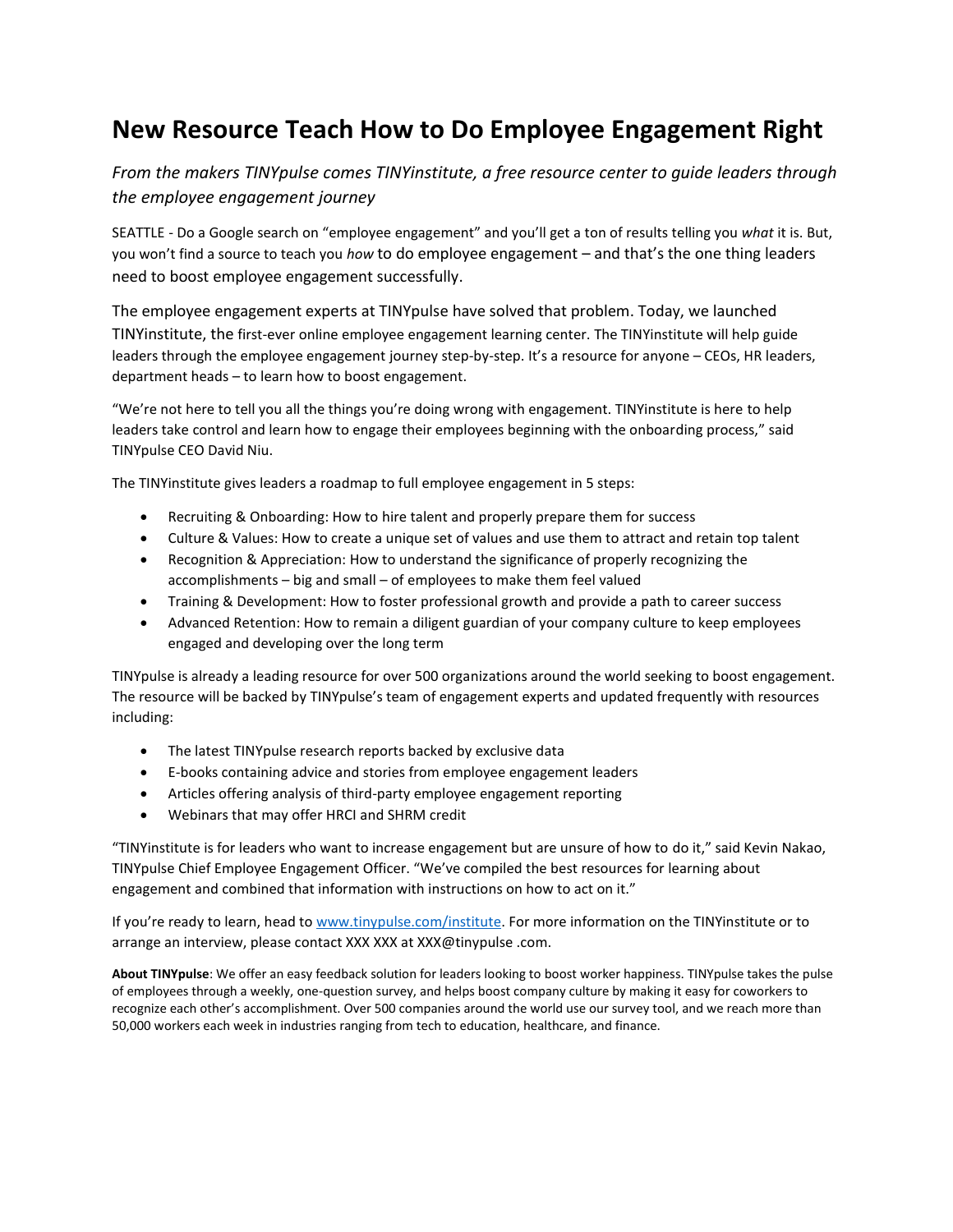# New Resource Teach How to Do Employee Engagement Right

*From the makers TINYpulse comes TINYinstitute, a free resource center to guide leaders through the employee engagement journey*

SEATTLE - Do a Google search on "employee engagement" and you'll get a ton of results telling you *what* it is. But, you won't find a source to teach you *how* to do employee engagement – and that's the one thing leaders need to boost employee engagement successfully.

The employee engagement experts at TINYpulse have solved that problem. Today, we launched TINYinstitute, the first-ever online employee engagement learning center. The TINYinstitute will help guide leaders through the employee engagement journey step-by-step. It's a resource for anyone – CEOs, HR leaders, department heads – to learn how to boost engagement.

"We're not here to tell you all the things you're doing wrong with engagement. TINYinstitute is here to help leaders take control and learn how to engage their employees beginning with the onboarding process," said TINYpulse CEO David Niu.

The TINYinstitute gives leaders a roadmap to full employee engagement in 5 steps:

- Recruiting & Onboarding: How to hire talent and properly prepare them for success
- Culture & Values: How to create a unique set of values and use them to attract and retain top talent
- Recognition & Appreciation: How to understand the significance of properly recognizing the accomplishments – big and small – of employees to make them feel valued
- Training & Development: How to foster professional growth and provide a path to career success
- Advanced Retention: How to remain a diligent guardian of your company culture to keep employees engaged and developing over the long term

TINYpulse is already a leading resource for over 500 organizations around the world seeking to boost engagement. The resource will be backed by TINYpulse's team of engagement experts and updated frequently with resources including:

- The latest TINYpulse research reports backed by exclusive data
- E-books containing advice and stories from employee engagement leaders
- Articles offering analysis of third-party employee engagement reporting
- Webinars that may offer HRCI and SHRM credit

"TINYinstitute is for leaders who want to increase engagement but are unsure of how to do it," said Kevin Nakao, TINYpulse Chief Employee Engagement Officer. "We've compiled the best resources for learning about engagement and combined that information with instructions on how to act on it."

If you're ready to learn, head to [www.tinypulse.com/institute](www.tinypulse.com/institute). For more information on the TINYinstitute or to arrange an interview, please contact XXX XXX at XXX@tinypulse .com.

**About TINYpulse**: We offer an easy feedback solution for leaders looking to boost worker happiness. TINYpulse takes the pulse of employees through a weekly, one-question survey, and helps boost company culture by making it easy for coworkers to recognize each other's accomplishment. Over 500 companies around the world use our survey tool, and we reach more than 50,000 workers each week in industries ranging from tech to education, healthcare, and finance.